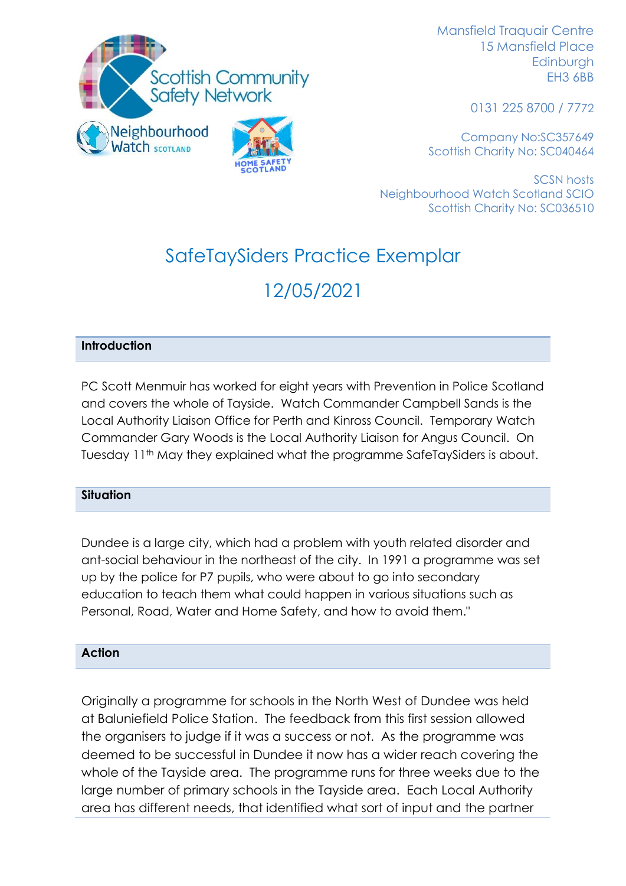Scottish Community Safety Network

Neighbourhood Watch SCOTLAND

HOME SAFETY SCOTLAND

Mansfield Traquair Centre
15 Mansfield Place
Edinburgh
EH3 6BB

0131 225 8700 / 7772

Company No:SC357649
Scottish Charity No: SC040464

SCSN hosts
Neighbourhood Watch Scotland SCIO
Scottish Charity No: SC036510

# SafeTaySiders Practice Exemplar

# 12/05/2021

## Introduction

PC Scott Menmuir has worked for eight years with Prevention in Police Scotland and covers the whole of Tayside. Watch Commander Campbell Sands is the Local Authority Liaison Office for Perth and Kinross Council. Temporary Watch Commander Gary Woods is the Local Authority Liaison for Angus Council. On Tuesday 11th May they explained what the programme SafeTaySiders is about.

## Situation

Dundee is a large city, which had a problem with youth related disorder and ant-social behaviour in the northeast of the city. In 1991 a programme was set up by the police for P7 pupils, who were about to go into secondary education to teach them what could happen in various situations such as Personal, Road, Water and Home Safety, and how to avoid them."

## Action

Originally a programme for schools in the North West of Dundee was held at Baluniefield Police Station. The feedback from this first session allowed the organisers to judge if it was a success or not. As the programme was deemed to be successful in Dundee it now has a wider reach covering the whole of the Tayside area. The programme runs for three weeks due to the large number of primary schools in the Tayside area. Each Local Authority area has different needs, that identified what sort of input and the partner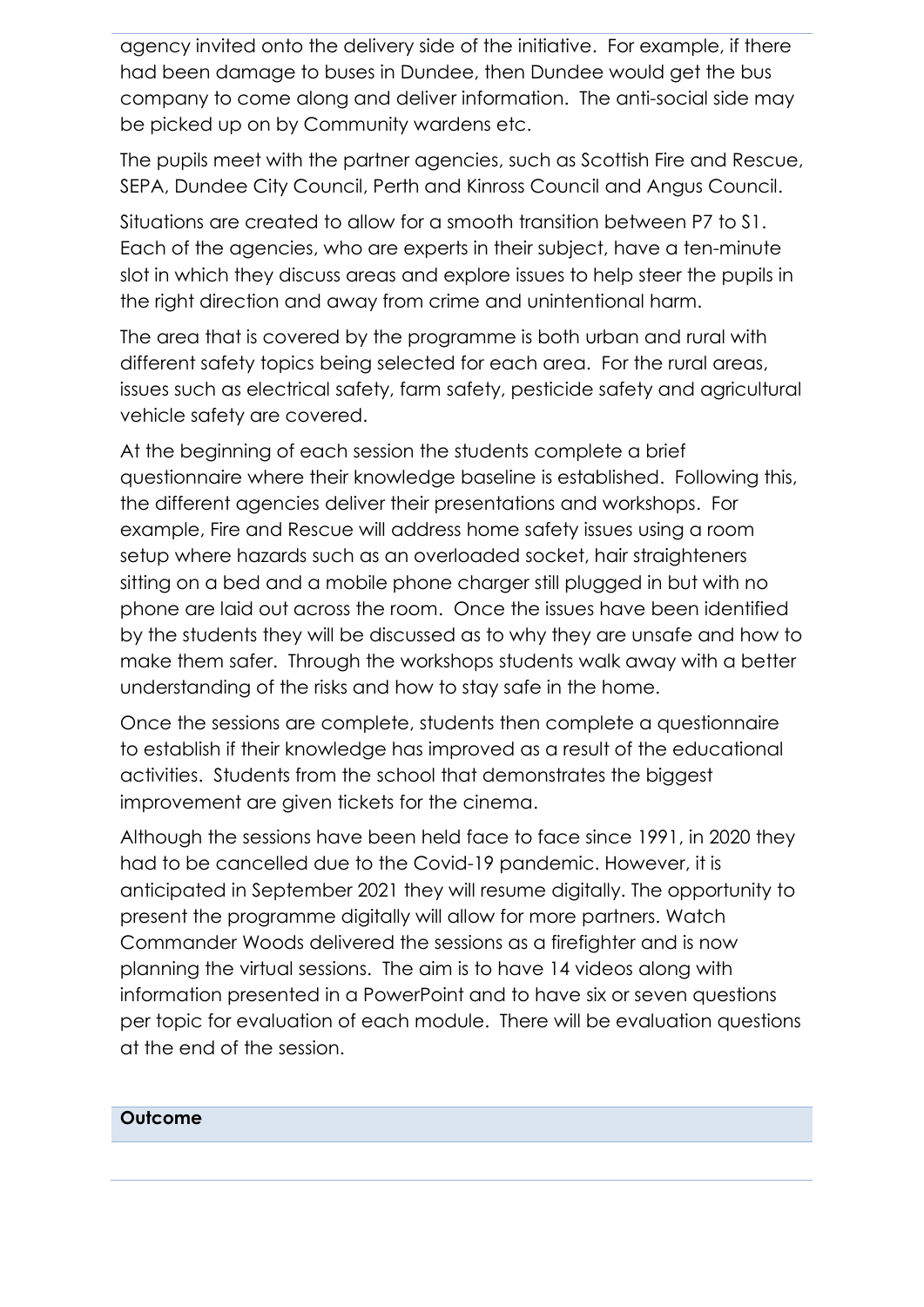agency invited onto the delivery side of the initiative. For example, if there had been damage to buses in Dundee, then Dundee would get the bus company to come along and deliver information. The anti-social side may be picked up on by Community wardens etc.

The pupils meet with the partner agencies, such as Scottish Fire and Rescue, SEPA, Dundee City Council, Perth and Kinross Council and Angus Council.

Situations are created to allow for a smooth transition between P7 to S1. Each of the agencies, who are experts in their subject, have a ten-minute slot in which they discuss areas and explore issues to help steer the pupils in the right direction and away from crime and unintentional harm.

The area that is covered by the programme is both urban and rural with different safety topics being selected for each area. For the rural areas, issues such as electrical safety, farm safety, pesticide safety and agricultural vehicle safety are covered.

At the beginning of each session the students complete a brief questionnaire where their knowledge baseline is established. Following this, the different agencies deliver their presentations and workshops. For example, Fire and Rescue will address home safety issues using a room setup where hazards such as an overloaded socket, hair straighteners sitting on a bed and a mobile phone charger still plugged in but with no phone are laid out across the room. Once the issues have been identified by the students they will be discussed as to why they are unsafe and how to make them safer. Through the workshops students walk away with a better understanding of the risks and how to stay safe in the home.

Once the sessions are complete, students then complete a questionnaire to establish if their knowledge has improved as a result of the educational activities. Students from the school that demonstrates the biggest improvement are given tickets for the cinema.

Although the sessions have been held face to face since 1991, in 2020 they had to be cancelled due to the Covid-19 pandemic. However, it is anticipated in September 2021 they will resume digitally. The opportunity to present the programme digitally will allow for more partners. Watch Commander Woods delivered the sessions as a firefighter and is now planning the virtual sessions. The aim is to have 14 videos along with information presented in a PowerPoint and to have six or seven questions per topic for evaluation of each module. There will be evaluation questions at the end of the session.

## Outcome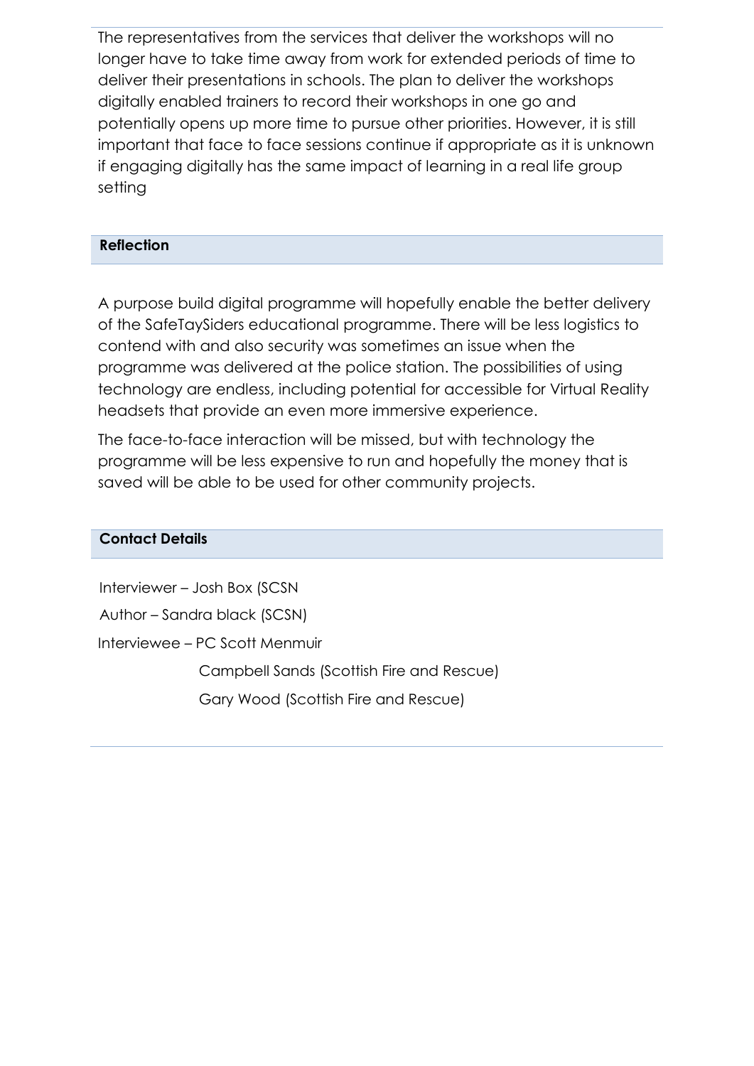The representatives from the services that deliver the workshops will no longer have to take time away from work for extended periods of time to deliver their presentations in schools. The plan to deliver the workshops digitally enabled trainers to record their workshops in one go and potentially opens up more time to pursue other priorities. However, it is still important that face to face sessions continue if appropriate as it is unknown if engaging digitally has the same impact of learning in a real life group setting

## Reflection

A purpose build digital programme will hopefully enable the better delivery of the SafeTaySiders educational programme. There will be less logistics to contend with and also security was sometimes an issue when the programme was delivered at the police station. The possibilities of using technology are endless, including potential for accessible for Virtual Reality headsets that provide an even more immersive experience.

The face-to-face interaction will be missed, but with technology the programme will be less expensive to run and hopefully the money that is saved will be able to be used for other community projects.

## Contact Details

Interviewer – Josh Box (SCSN

Author – Sandra black (SCSN)

Interviewee – PC Scott Menmuir

Campbell Sands (Scottish Fire and Rescue)

Gary Wood (Scottish Fire and Rescue)